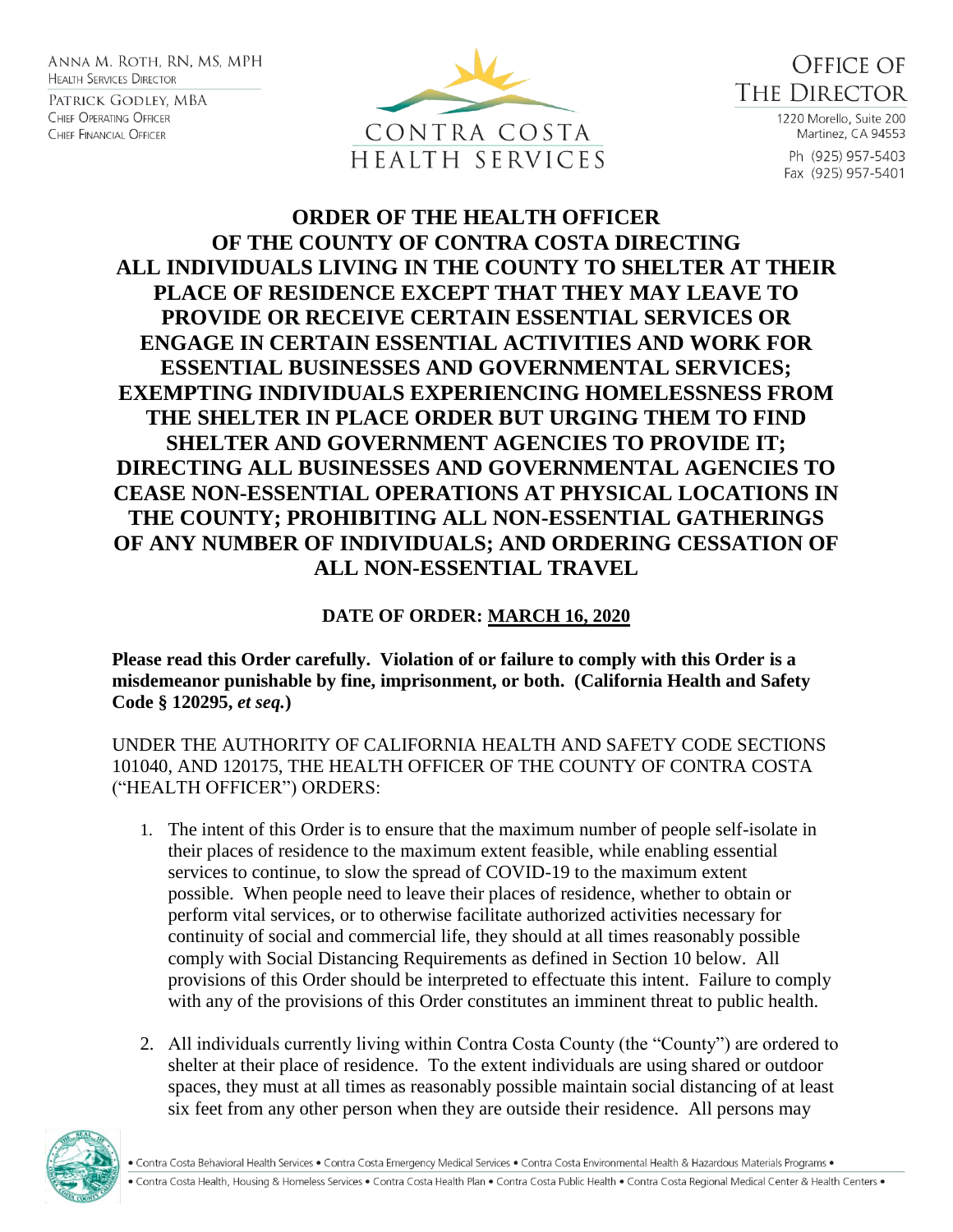ANNA M. ROTH, RN, MS, MPH
HEALTH SERVICES DIRECTOR

PATRICK GODLEY, MBA
CHIEF OPERATING OFFICER
CHIEF FINANCIAL OFFICER

CONTRA COSTA
HEALTH SERVICES

OFFICE OF
THE DIRECTOR

1220 Morello, Suite 200
Martinez, CA 94553

Ph (925) 957-5403
Fax (925) 957-5401

# ORDER OF THE HEALTH OFFICER OF THE COUNTY OF CONTRA COSTA DIRECTING ALL INDIVIDUALS LIVING IN THE COUNTY TO SHELTER AT THEIR PLACE OF RESIDENCE EXCEPT THAT THEY MAY LEAVE TO PROVIDE OR RECEIVE CERTAIN ESSENTIAL SERVICES OR ENGAGE IN CERTAIN ESSENTIAL ACTIVITIES AND WORK FOR ESSENTIAL BUSINESSES AND GOVERNMENTAL SERVICES; EXEMPTING INDIVIDUALS EXPERIENCING HOMELESSNESS FROM THE SHELTER IN PLACE ORDER BUT URGING THEM TO FIND SHELTER AND GOVERNMENT AGENCIES TO PROVIDE IT; DIRECTING ALL BUSINESSES AND GOVERNMENTAL AGENCIES TO CEASE NON-ESSENTIAL OPERATIONS AT PHYSICAL LOCATIONS IN THE COUNTY; PROHIBITING ALL NON-ESSENTIAL GATHERINGS OF ANY NUMBER OF INDIVIDUALS; AND ORDERING CESSATION OF ALL NON-ESSENTIAL TRAVEL

**DATE OF ORDER: MARCH 16, 2020**

**Please read this Order carefully. Violation of or failure to comply with this Order is a misdemeanor punishable by fine, imprisonment, or both. (California Health and Safety Code § 120295, *et seq.*)**

UNDER THE AUTHORITY OF CALIFORNIA HEALTH AND SAFETY CODE SECTIONS 101040, AND 120175, THE HEALTH OFFICER OF THE COUNTY OF CONTRA COSTA ("HEALTH OFFICER") ORDERS:

1. The intent of this Order is to ensure that the maximum number of people self-isolate in their places of residence to the maximum extent feasible, while enabling essential services to continue, to slow the spread of COVID-19 to the maximum extent possible. When people need to leave their places of residence, whether to obtain or perform vital services, or to otherwise facilitate authorized activities necessary for continuity of social and commercial life, they should at all times reasonably possible comply with Social Distancing Requirements as defined in Section 10 below. All provisions of this Order should be interpreted to effectuate this intent. Failure to comply with any of the provisions of this Order constitutes an imminent threat to public health.

2. All individuals currently living within Contra Costa County (the "County") are ordered to shelter at their place of residence. To the extent individuals are using shared or outdoor spaces, they must at all times as reasonably possible maintain social distancing of at least six feet from any other person when they are outside their residence. All persons may

• Contra Costa Behavioral Health Services • Contra Costa Emergency Medical Services • Contra Costa Environmental Health & Hazardous Materials Programs •
• Contra Costa Health, Housing & Homeless Services • Contra Costa Health Plan • Contra Costa Public Health • Contra Costa Regional Medical Center & Health Centers •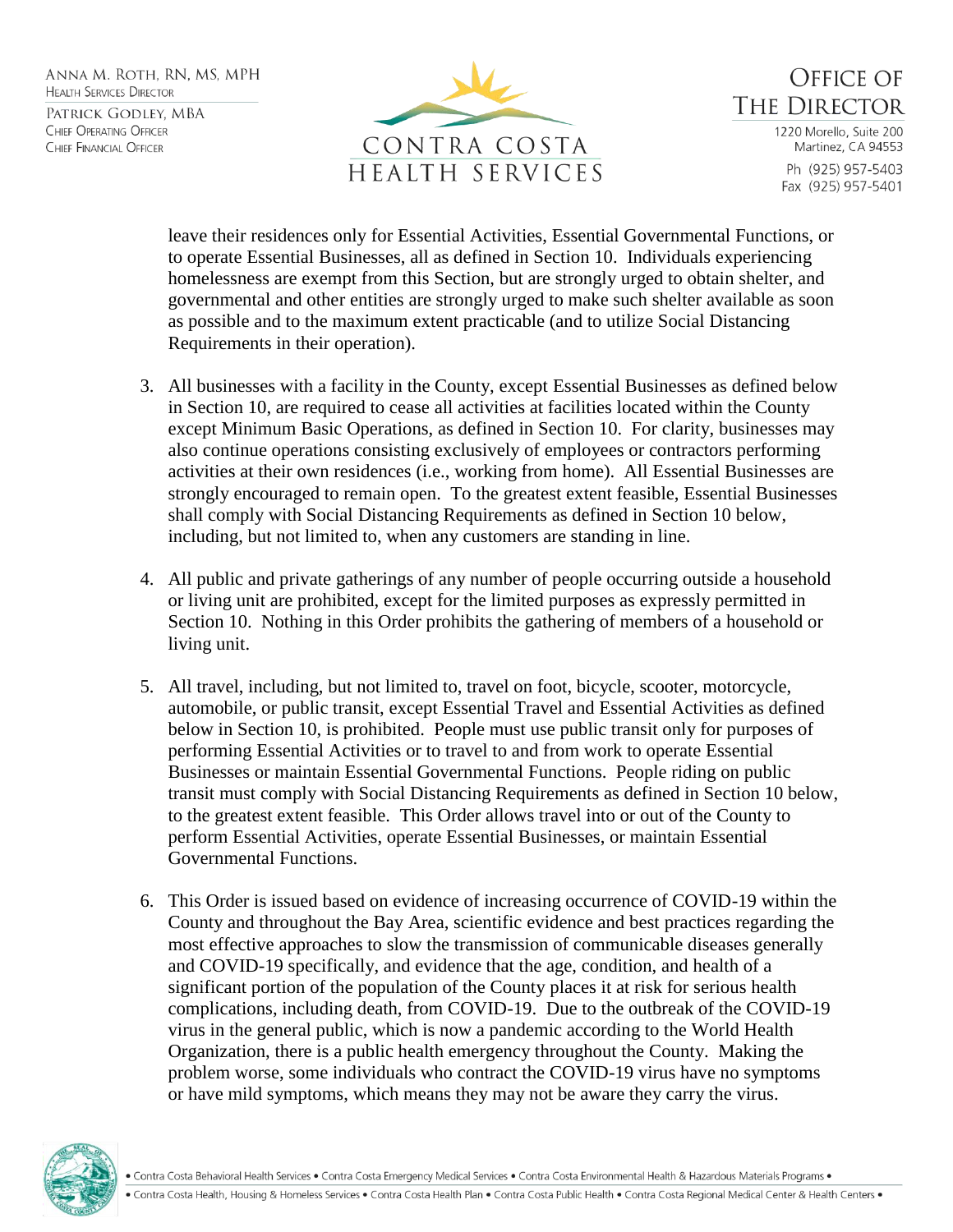leave their residences only for Essential Activities, Essential Governmental Functions, or to operate Essential Businesses, all as defined in Section 10. Individuals experiencing homelessness are exempt from this Section, but are strongly urged to obtain shelter, and governmental and other entities are strongly urged to make such shelter available as soon as possible and to the maximum extent practicable (and to utilize Social Distancing Requirements in their operation).

3. All businesses with a facility in the County, except Essential Businesses as defined below in Section 10, are required to cease all activities at facilities located within the County except Minimum Basic Operations, as defined in Section 10. For clarity, businesses may also continue operations consisting exclusively of employees or contractors performing activities at their own residences (i.e., working from home). All Essential Businesses are strongly encouraged to remain open. To the greatest extent feasible, Essential Businesses shall comply with Social Distancing Requirements as defined in Section 10 below, including, but not limited to, when any customers are standing in line.

4. All public and private gatherings of any number of people occurring outside a household or living unit are prohibited, except for the limited purposes as expressly permitted in Section 10. Nothing in this Order prohibits the gathering of members of a household or living unit.

5. All travel, including, but not limited to, travel on foot, bicycle, scooter, motorcycle, automobile, or public transit, except Essential Travel and Essential Activities as defined below in Section 10, is prohibited. People must use public transit only for purposes of performing Essential Activities or to travel to and from work to operate Essential Businesses or maintain Essential Governmental Functions. People riding on public transit must comply with Social Distancing Requirements as defined in Section 10 below, to the greatest extent feasible. This Order allows travel into or out of the County to perform Essential Activities, operate Essential Businesses, or maintain Essential Governmental Functions.

6. This Order is issued based on evidence of increasing occurrence of COVID-19 within the County and throughout the Bay Area, scientific evidence and best practices regarding the most effective approaches to slow the transmission of communicable diseases generally and COVID-19 specifically, and evidence that the age, condition, and health of a significant portion of the population of the County places it at risk for serious health complications, including death, from COVID-19. Due to the outbreak of the COVID-19 virus in the general public, which is now a pandemic according to the World Health Organization, there is a public health emergency throughout the County. Making the problem worse, some individuals who contract the COVID-19 virus have no symptoms or have mild symptoms, which means they may not be aware they carry the virus.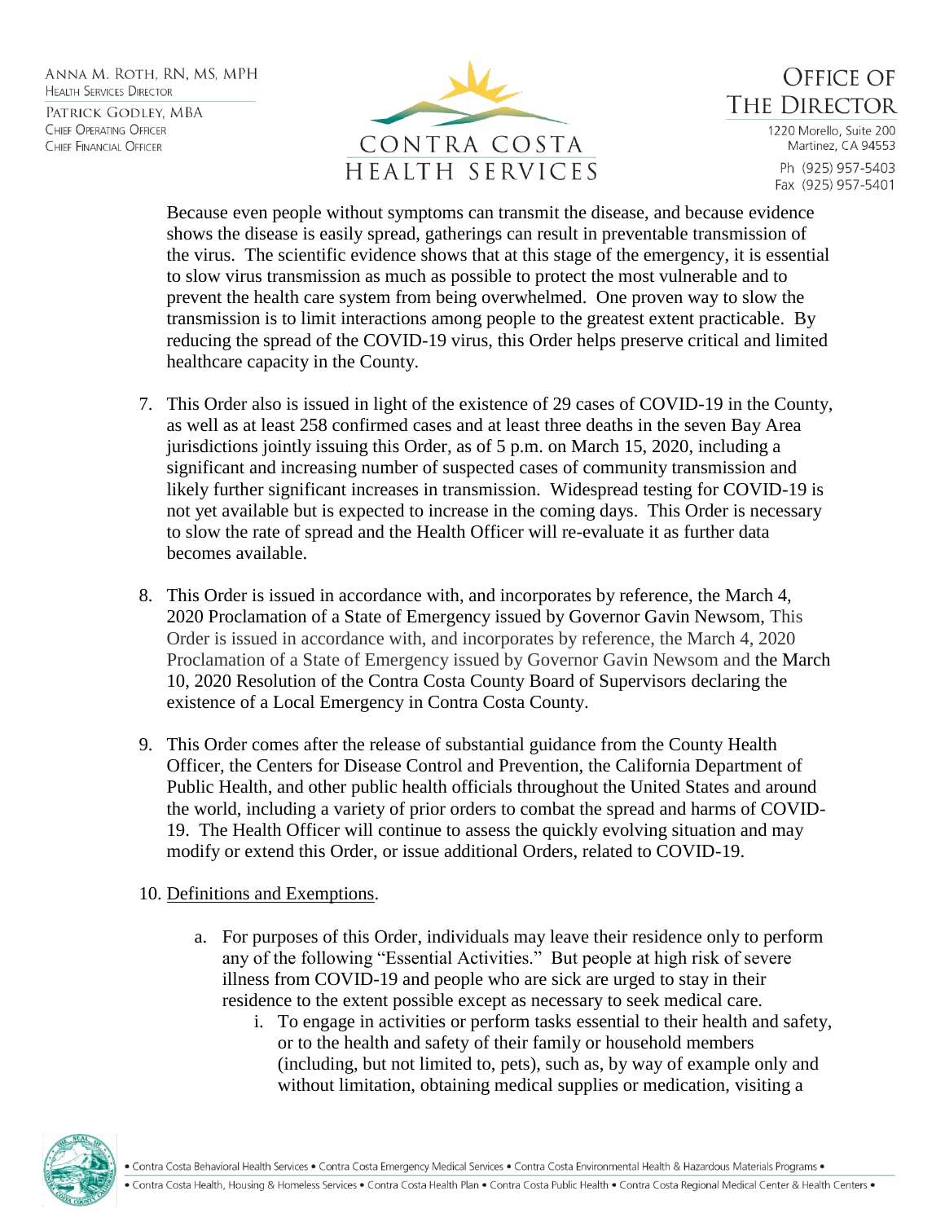Because even people without symptoms can transmit the disease, and because evidence shows the disease is easily spread, gatherings can result in preventable transmission of the virus. The scientific evidence shows that at this stage of the emergency, it is essential to slow virus transmission as much as possible to protect the most vulnerable and to prevent the health care system from being overwhelmed. One proven way to slow the transmission is to limit interactions among people to the greatest extent practicable. By reducing the spread of the COVID-19 virus, this Order helps preserve critical and limited healthcare capacity in the County.

7. This Order also is issued in light of the existence of 29 cases of COVID-19 in the County, as well as at least 258 confirmed cases and at least three deaths in the seven Bay Area jurisdictions jointly issuing this Order, as of 5 p.m. on March 15, 2020, including a significant and increasing number of suspected cases of community transmission and likely further significant increases in transmission. Widespread testing for COVID-19 is not yet available but is expected to increase in the coming days. This Order is necessary to slow the rate of spread and the Health Officer will re-evaluate it as further data becomes available.

8. This Order is issued in accordance with, and incorporates by reference, the March 4, 2020 Proclamation of a State of Emergency issued by Governor Gavin Newsom, This Order is issued in accordance with, and incorporates by reference, the March 4, 2020 Proclamation of a State of Emergency issued by Governor Gavin Newsom and the March 10, 2020 Resolution of the Contra Costa County Board of Supervisors declaring the existence of a Local Emergency in Contra Costa County.

9. This Order comes after the release of substantial guidance from the County Health Officer, the Centers for Disease Control and Prevention, the California Department of Public Health, and other public health officials throughout the United States and around the world, including a variety of prior orders to combat the spread and harms of COVID-19. The Health Officer will continue to assess the quickly evolving situation and may modify or extend this Order, or issue additional Orders, related to COVID-19.

10. Definitions and Exemptions.

    a. For purposes of this Order, individuals may leave their residence only to perform any of the following "Essential Activities." But people at high risk of severe illness from COVID-19 and people who are sick are urged to stay in their residence to the extent possible except as necessary to seek medical care.

        i. To engage in activities or perform tasks essential to their health and safety, or to the health and safety of their family or household members (including, but not limited to, pets), such as, by way of example only and without limitation, obtaining medical supplies or medication, visiting a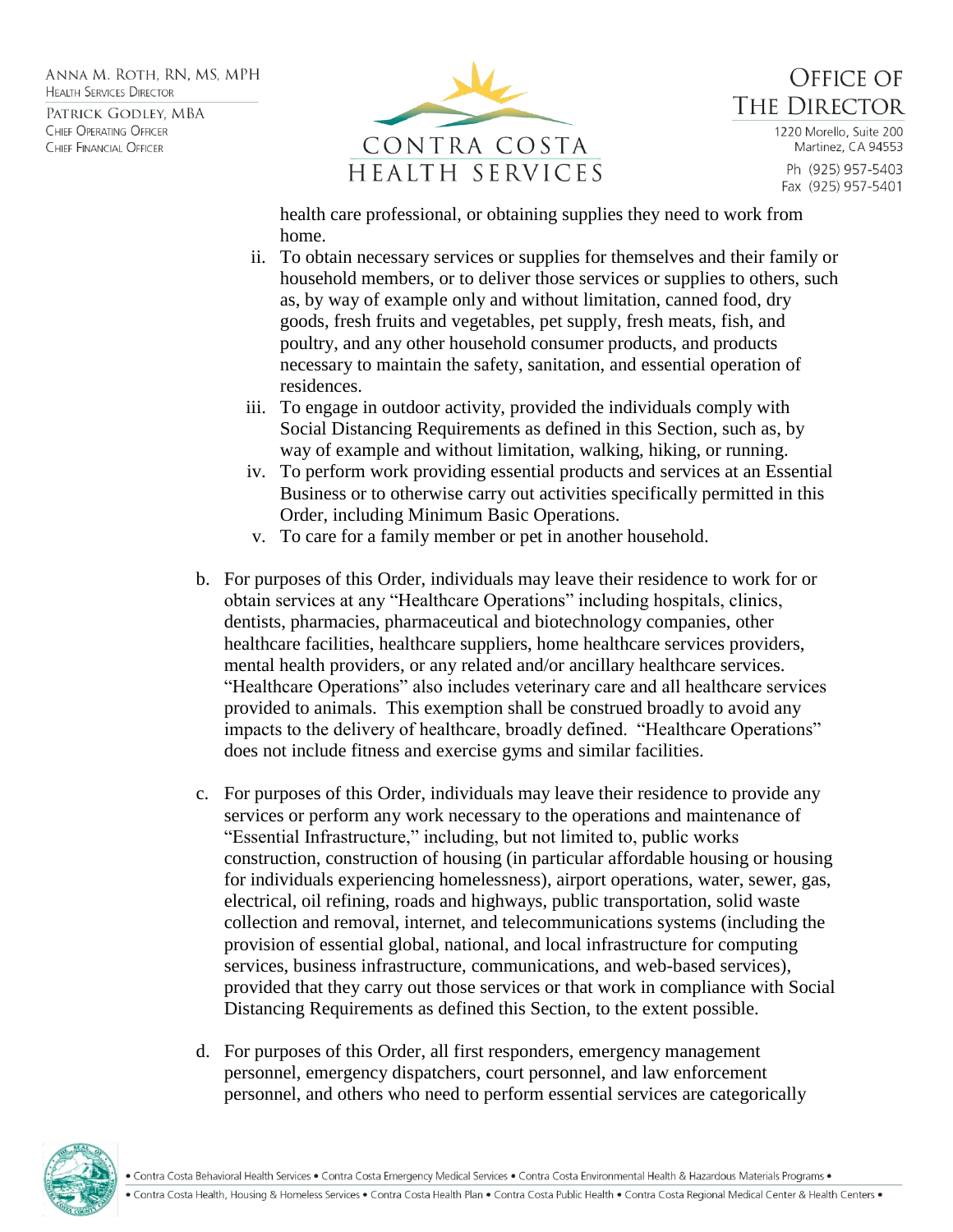health care professional, or obtaining supplies they need to work from home.

ii. To obtain necessary services or supplies for themselves and their family or household members, or to deliver those services or supplies to others, such as, by way of example only and without limitation, canned food, dry goods, fresh fruits and vegetables, pet supply, fresh meats, fish, and poultry, and any other household consumer products, and products necessary to maintain the safety, sanitation, and essential operation of residences.

iii. To engage in outdoor activity, provided the individuals comply with Social Distancing Requirements as defined in this Section, such as, by way of example and without limitation, walking, hiking, or running.

iv. To perform work providing essential products and services at an Essential Business or to otherwise carry out activities specifically permitted in this Order, including Minimum Basic Operations.

v. To care for a family member or pet in another household.

b. For purposes of this Order, individuals may leave their residence to work for or obtain services at any "Healthcare Operations" including hospitals, clinics, dentists, pharmacies, pharmaceutical and biotechnology companies, other healthcare facilities, healthcare suppliers, home healthcare services providers, mental health providers, or any related and/or ancillary healthcare services. "Healthcare Operations" also includes veterinary care and all healthcare services provided to animals. This exemption shall be construed broadly to avoid any impacts to the delivery of healthcare, broadly defined. "Healthcare Operations" does not include fitness and exercise gyms and similar facilities.

c. For purposes of this Order, individuals may leave their residence to provide any services or perform any work necessary to the operations and maintenance of "Essential Infrastructure," including, but not limited to, public works construction, construction of housing (in particular affordable housing or housing for individuals experiencing homelessness), airport operations, water, sewer, gas, electrical, oil refining, roads and highways, public transportation, solid waste collection and removal, internet, and telecommunications systems (including the provision of essential global, national, and local infrastructure for computing services, business infrastructure, communications, and web-based services), provided that they carry out those services or that work in compliance with Social Distancing Requirements as defined this Section, to the extent possible.

d. For purposes of this Order, all first responders, emergency management personnel, emergency dispatchers, court personnel, and law enforcement personnel, and others who need to perform essential services are categorically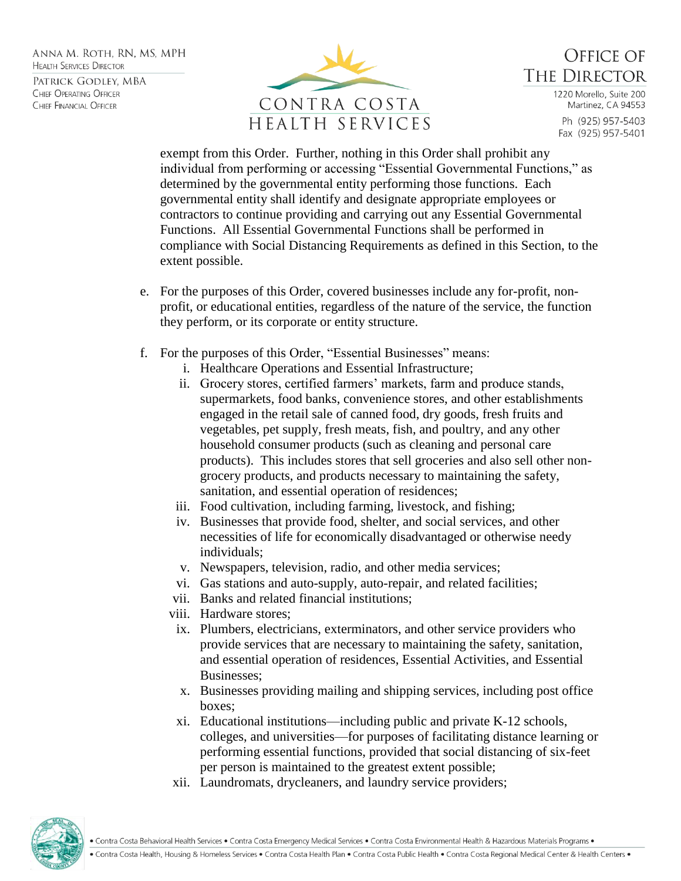exempt from this Order. Further, nothing in this Order shall prohibit any individual from performing or accessing "Essential Governmental Functions," as determined by the governmental entity performing those functions. Each governmental entity shall identify and designate appropriate employees or contractors to continue providing and carrying out any Essential Governmental Functions. All Essential Governmental Functions shall be performed in compliance with Social Distancing Requirements as defined in this Section, to the extent possible.

e. For the purposes of this Order, covered businesses include any for-profit, non-profit, or educational entities, regardless of the nature of the service, the function they perform, or its corporate or entity structure.

f. For the purposes of this Order, "Essential Businesses" means:
   i. Healthcare Operations and Essential Infrastructure;
   ii. Grocery stores, certified farmers' markets, farm and produce stands, supermarkets, food banks, convenience stores, and other establishments engaged in the retail sale of canned food, dry goods, fresh fruits and vegetables, pet supply, fresh meats, fish, and poultry, and any other household consumer products (such as cleaning and personal care products). This includes stores that sell groceries and also sell other non-grocery products, and products necessary to maintaining the safety, sanitation, and essential operation of residences;
   iii. Food cultivation, including farming, livestock, and fishing;
   iv. Businesses that provide food, shelter, and social services, and other necessities of life for economically disadvantaged or otherwise needy individuals;
   v. Newspapers, television, radio, and other media services;
   vi. Gas stations and auto-supply, auto-repair, and related facilities;
   vii. Banks and related financial institutions;
   viii. Hardware stores;
   ix. Plumbers, electricians, exterminators, and other service providers who provide services that are necessary to maintaining the safety, sanitation, and essential operation of residences, Essential Activities, and Essential Businesses;
   x. Businesses providing mailing and shipping services, including post office boxes;
   xi. Educational institutions—including public and private K-12 schools, colleges, and universities—for purposes of facilitating distance learning or performing essential functions, provided that social distancing of six-feet per person is maintained to the greatest extent possible;
   xii. Laundromats, drycleaners, and laundry service providers;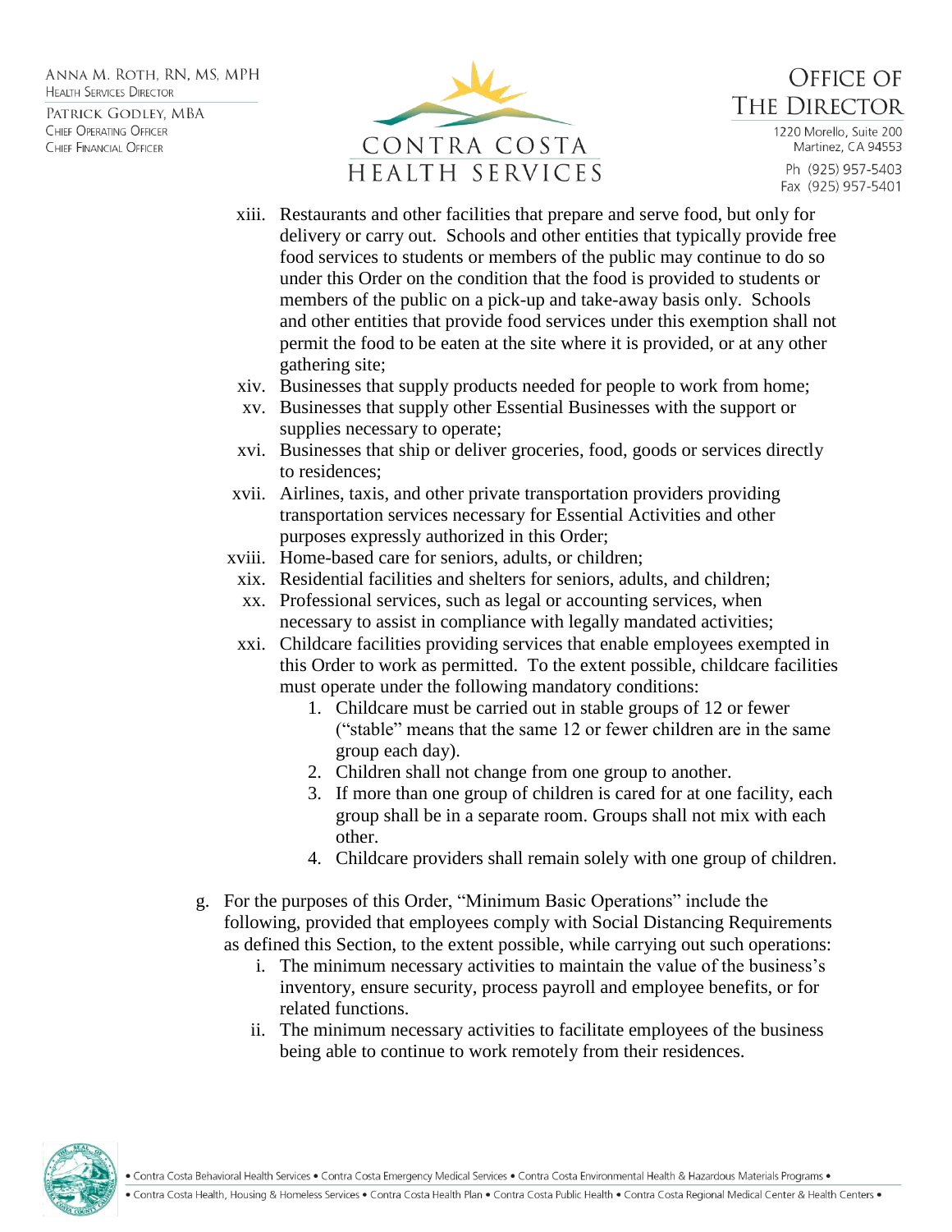xiii. Restaurants and other facilities that prepare and serve food, but only for delivery or carry out. Schools and other entities that typically provide free food services to students or members of the public may continue to do so under this Order on the condition that the food is provided to students or members of the public on a pick-up and take-away basis only. Schools and other entities that provide food services under this exemption shall not permit the food to be eaten at the site where it is provided, or at any other gathering site;

xiv. Businesses that supply products needed for people to work from home;

xv. Businesses that supply other Essential Businesses with the support or supplies necessary to operate;

xvi. Businesses that ship or deliver groceries, food, goods or services directly to residences;

xvii. Airlines, taxis, and other private transportation providers providing transportation services necessary for Essential Activities and other purposes expressly authorized in this Order;

xviii. Home-based care for seniors, adults, or children;

xix. Residential facilities and shelters for seniors, adults, and children;

xx. Professional services, such as legal or accounting services, when necessary to assist in compliance with legally mandated activities;

xxi. Childcare facilities providing services that enable employees exempted in this Order to work as permitted. To the extent possible, childcare facilities must operate under the following mandatory conditions:

1. Childcare must be carried out in stable groups of 12 or fewer ("stable" means that the same 12 or fewer children are in the same group each day).
2. Children shall not change from one group to another.
3. If more than one group of children is cared for at one facility, each group shall be in a separate room. Groups shall not mix with each other.
4. Childcare providers shall remain solely with one group of children.

g. For the purposes of this Order, "Minimum Basic Operations" include the following, provided that employees comply with Social Distancing Requirements as defined this Section, to the extent possible, while carrying out such operations:

i. The minimum necessary activities to maintain the value of the business's inventory, ensure security, process payroll and employee benefits, or for related functions.

ii. The minimum necessary activities to facilitate employees of the business being able to continue to work remotely from their residences.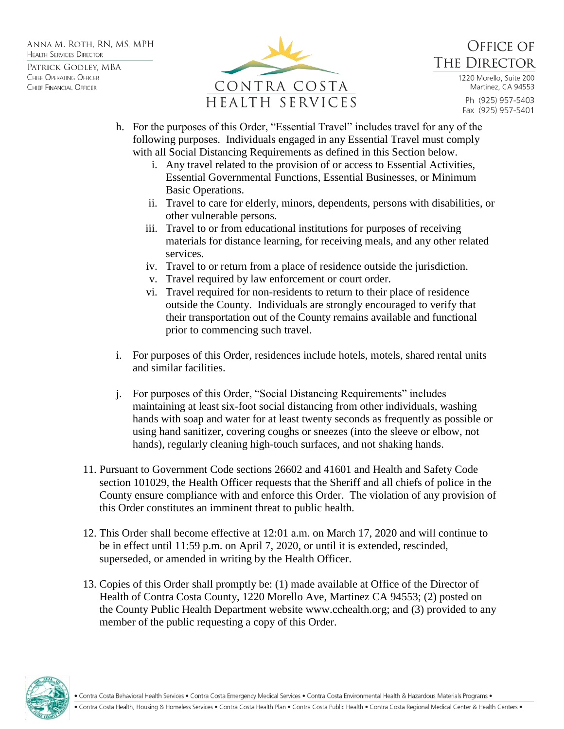h. For the purposes of this Order, "Essential Travel" includes travel for any of the following purposes. Individuals engaged in any Essential Travel must comply with all Social Distancing Requirements as defined in this Section below.

   i. Any travel related to the provision of or access to Essential Activities, Essential Governmental Functions, Essential Businesses, or Minimum Basic Operations.
   ii. Travel to care for elderly, minors, dependents, persons with disabilities, or other vulnerable persons.
   iii. Travel to or from educational institutions for purposes of receiving materials for distance learning, for receiving meals, and any other related services.
   iv. Travel to or return from a place of residence outside the jurisdiction.
   v. Travel required by law enforcement or court order.
   vi. Travel required for non-residents to return to their place of residence outside the County. Individuals are strongly encouraged to verify that their transportation out of the County remains available and functional prior to commencing such travel.

i. For purposes of this Order, residences include hotels, motels, shared rental units and similar facilities.

j. For purposes of this Order, "Social Distancing Requirements" includes maintaining at least six-foot social distancing from other individuals, washing hands with soap and water for at least twenty seconds as frequently as possible or using hand sanitizer, covering coughs or sneezes (into the sleeve or elbow, not hands), regularly cleaning high-touch surfaces, and not shaking hands.

11. Pursuant to Government Code sections 26602 and 41601 and Health and Safety Code section 101029, the Health Officer requests that the Sheriff and all chiefs of police in the County ensure compliance with and enforce this Order. The violation of any provision of this Order constitutes an imminent threat to public health.

12. This Order shall become effective at 12:01 a.m. on March 17, 2020 and will continue to be in effect until 11:59 p.m. on April 7, 2020, or until it is extended, rescinded, superseded, or amended in writing by the Health Officer.

13. Copies of this Order shall promptly be: (1) made available at Office of the Director of Health of Contra Costa County, 1220 Morello Ave, Martinez CA 94553; (2) posted on the County Public Health Department website www.cchealth.org; and (3) provided to any member of the public requesting a copy of this Order.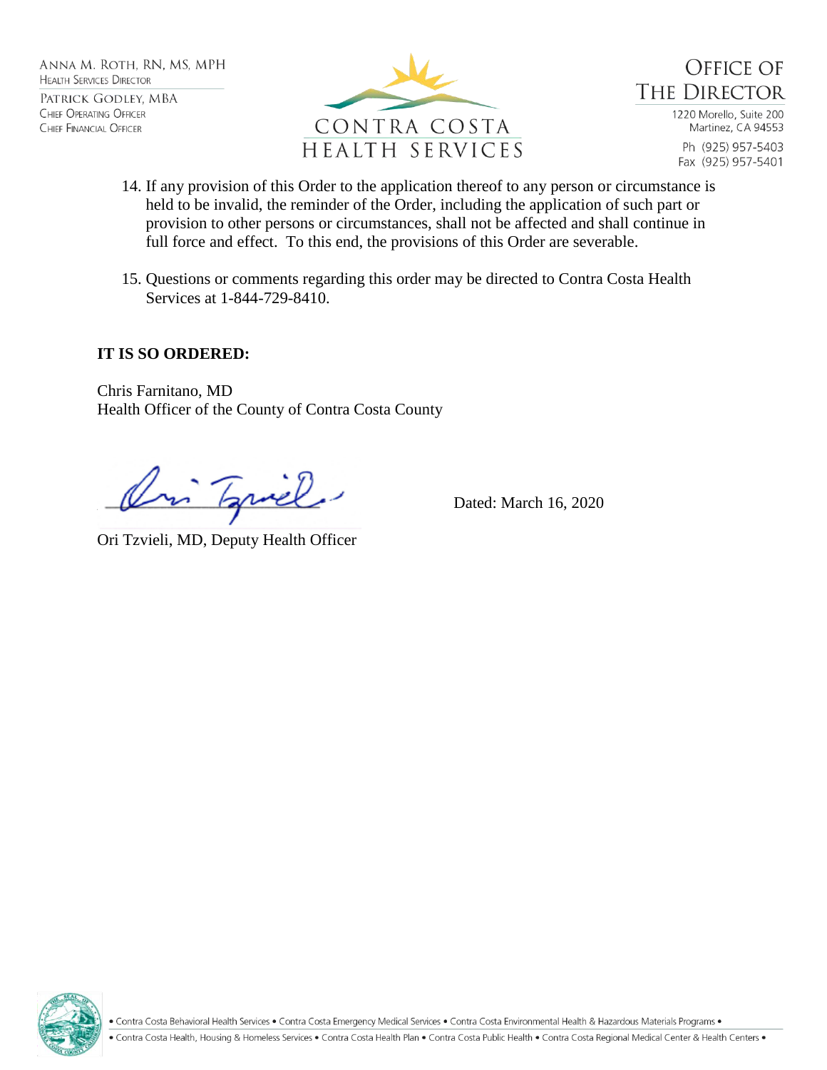14. If any provision of this Order to the application thereof to any person or circumstance is held to be invalid, the reminder of the Order, including the application of such part or provision to other persons or circumstances, shall not be affected and shall continue in full force and effect. To this end, the provisions of this Order are severable.

15. Questions or comments regarding this order may be directed to Contra Costa Health Services at 1-844-729-8410.

**IT IS SO ORDERED:**

Chris Farnitano, MD
Health Officer of the County of Contra Costa County

Ori Tzvieli, MD, Deputy Health Officer

Dated: March 16, 2020